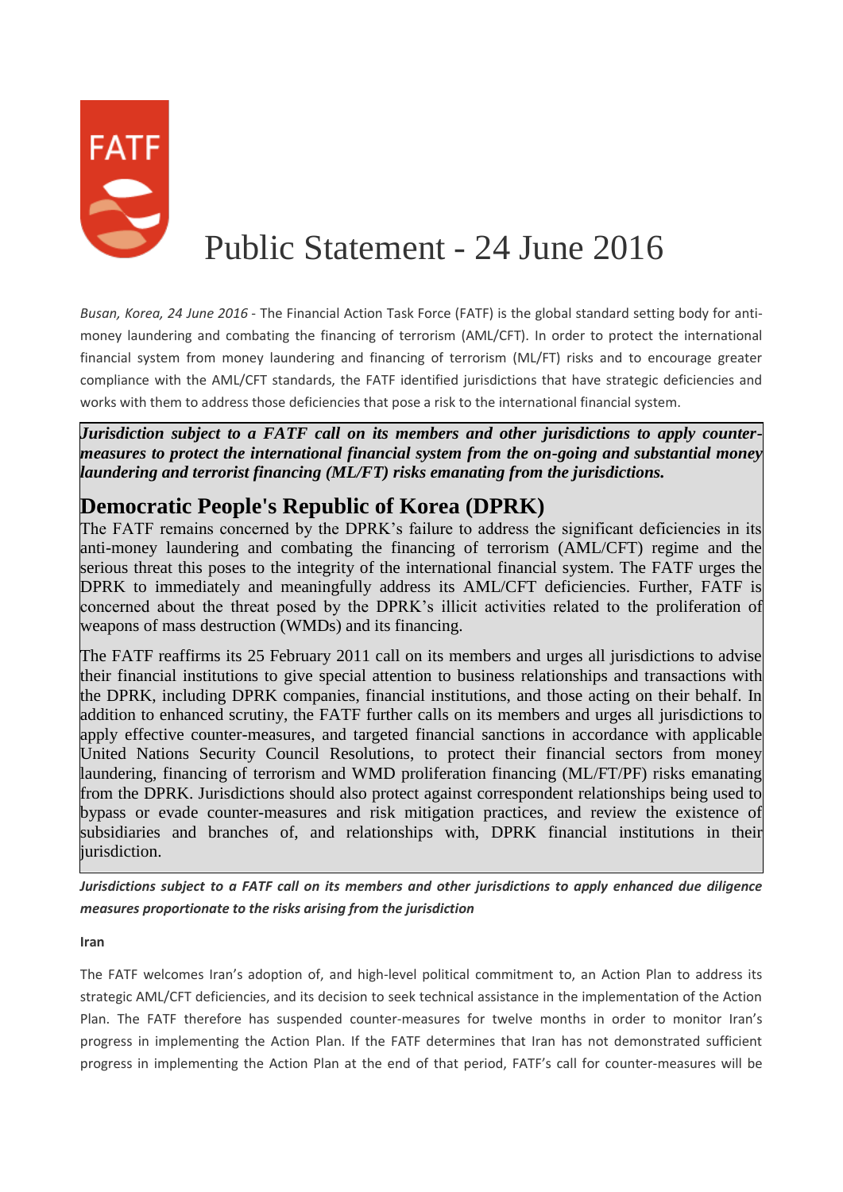# Public Statement - 24 June 2016

*Busan, Korea, 24 June 2016* - The Financial Action Task Force (FATF) is the global standard setting body for anti-money laundering and combating the financing of terrorism (AML/CFT). In order to protect the international financial system from money laundering and financing of terrorism (ML/FT) risks and to encourage greater compliance with the AML/CFT standards, the FATF identified jurisdictions that have strategic deficiencies and works with them to address those deficiencies that pose a risk to the international financial system.

***Jurisdiction subject to a FATF call on its members and other jurisdictions to apply counter-measures to protect the international financial system from the on-going and substantial money laundering and terrorist financing (ML/FT) risks emanating from the jurisdictions.***

## Democratic People's Republic of Korea (DPRK)

The FATF remains concerned by the DPRK's failure to address the significant deficiencies in its anti-money laundering and combating the financing of terrorism (AML/CFT) regime and the serious threat this poses to the integrity of the international financial system. The FATF urges the DPRK to immediately and meaningfully address its AML/CFT deficiencies. Further, FATF is concerned about the threat posed by the DPRK's illicit activities related to the proliferation of weapons of mass destruction (WMDs) and its financing.

The FATF reaffirms its 25 February 2011 call on its members and urges all jurisdictions to advise their financial institutions to give special attention to business relationships and transactions with the DPRK, including DPRK companies, financial institutions, and those acting on their behalf. In addition to enhanced scrutiny, the FATF further calls on its members and urges all jurisdictions to apply effective counter-measures, and targeted financial sanctions in accordance with applicable United Nations Security Council Resolutions, to protect their financial sectors from money laundering, financing of terrorism and WMD proliferation financing (ML/FT/PF) risks emanating from the DPRK. Jurisdictions should also protect against correspondent relationships being used to bypass or evade counter-measures and risk mitigation practices, and review the existence of subsidiaries and branches of, and relationships with, DPRK financial institutions in their jurisdiction.

***Jurisdictions subject to a FATF call on its members and other jurisdictions to apply enhanced due diligence measures proportionate to the risks arising from the jurisdiction***

**Iran**

The FATF welcomes Iran's adoption of, and high-level political commitment to, an Action Plan to address its strategic AML/CFT deficiencies, and its decision to seek technical assistance in the implementation of the Action Plan. The FATF therefore has suspended counter-measures for twelve months in order to monitor Iran's progress in implementing the Action Plan. If the FATF determines that Iran has not demonstrated sufficient progress in implementing the Action Plan at the end of that period, FATF's call for counter-measures will be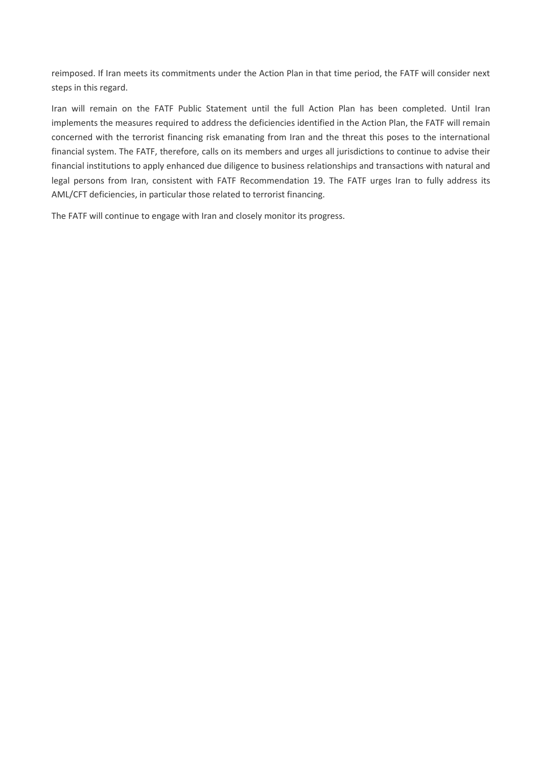reimposed. If Iran meets its commitments under the Action Plan in that time period, the FATF will consider next steps in this regard.

Iran will remain on the FATF Public Statement until the full Action Plan has been completed. Until Iran implements the measures required to address the deficiencies identified in the Action Plan, the FATF will remain concerned with the terrorist financing risk emanating from Iran and the threat this poses to the international financial system. The FATF, therefore, calls on its members and urges all jurisdictions to continue to advise their financial institutions to apply enhanced due diligence to business relationships and transactions with natural and legal persons from Iran, consistent with FATF Recommendation 19. The FATF urges Iran to fully address its AML/CFT deficiencies, in particular those related to terrorist financing.

The FATF will continue to engage with Iran and closely monitor its progress.